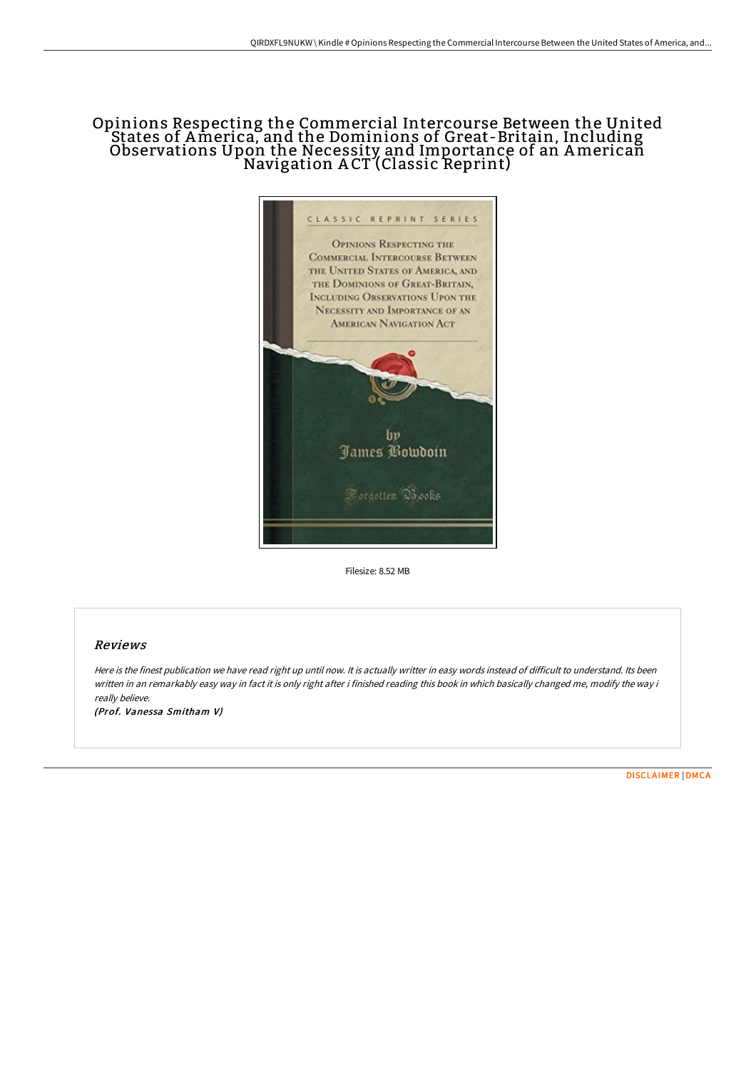# Opinions Respecting the Commercial Intercourse Between the United States of America, and the Dominions of Great-Britain, Including Observations Upon the Necessity and Importance of an American Navigation ACT (Classic Reprint)

Filesize: 8.52 MB

## Reviews

*Here is the finest publication we have read right up until now. It is actually writter in easy words instead of difficult to understand. Its been written in an remarkably easy way in fact it is only right after i finished reading this book in which basically changed me, modify the way i really believe.*

*(Prof. Vanessa Smitham V)*

DISCLAIMER | DMCA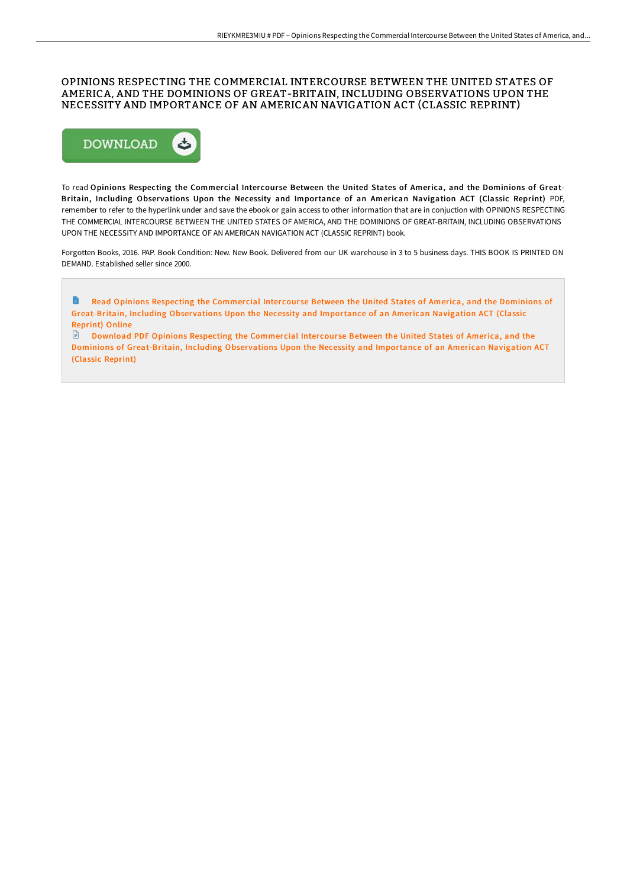# OPINIONS RESPECTING THE COMMERCIAL INTERCOURSE BETWEEN THE UNITED STATES OF AMERICA, AND THE DOMINIONS OF GREAT-BRITAIN, INCLUDING OBSERVATIONS UPON THE NECESSITY AND IMPORTANCE OF AN AMERICAN NAVIGATION ACT (CLASSIC REPRINT)

DOWNLOAD

To read **Opinions Respecting the Commercial Intercourse Between the United States of America, and the Dominions of Great-Britain, Including Observations Upon the Necessity and Importance of an American Navigation ACT (Classic Reprint)** PDF, remember to refer to the hyperlink under and save the ebook or gain access to other information that are in conjuction with OPINIONS RESPECTING THE COMMERCIAL INTERCOURSE BETWEEN THE UNITED STATES OF AMERICA, AND THE DOMINIONS OF GREAT-BRITAIN, INCLUDING OBSERVATIONS UPON THE NECESSITY AND IMPORTANCE OF AN AMERICAN NAVIGATION ACT (CLASSIC REPRINT) book.

Forgotten Books, 2016. PAP. Book Condition: New. New Book. Delivered from our UK warehouse in 3 to 5 business days. THIS BOOK IS PRINTED ON DEMAND. Established seller since 2000.

Read Opinions Respecting the Commercial Intercourse Between the United States of America, and the Dominions of Great-Britain, Including Observations Upon the Necessity and Importance of an American Navigation ACT (Classic Reprint) Online

Download PDF Opinions Respecting the Commercial Intercourse Between the United States of America, and the Dominions of Great-Britain, Including Observations Upon the Necessity and Importance of an American Navigation ACT (Classic Reprint)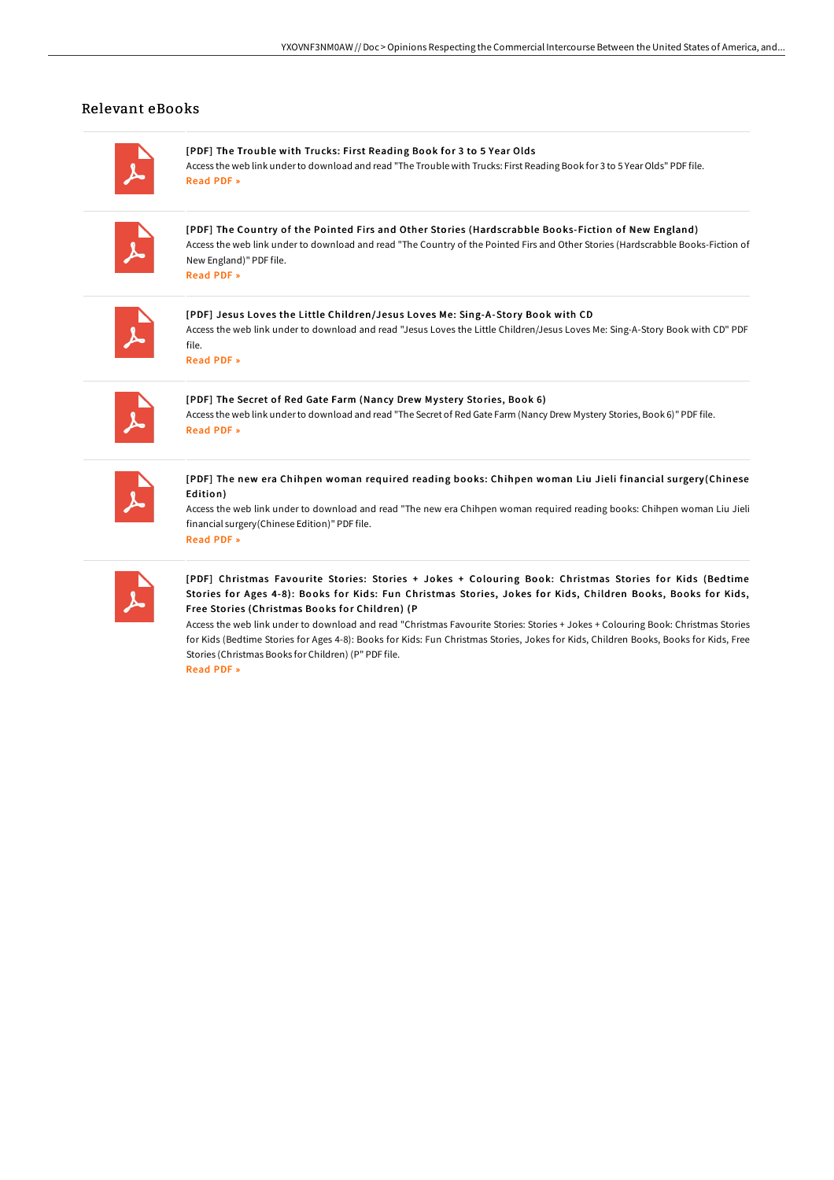## Relevant eBooks

**[PDF] The Trouble with Trucks: First Reading Book for 3 to 5 Year Olds**

Access the web link under to download and read "The Trouble with Trucks: First Reading Book for 3 to 5 Year Olds" PDF file.

Read PDF »

**[PDF] The Country of the Pointed Firs and Other Stories (Hardscrabble Books-Fiction of New England)**

Access the web link under to download and read "The Country of the Pointed Firs and Other Stories (Hardscrabble Books-Fiction of New England)" PDF file.

Read PDF »

**[PDF] Jesus Loves the Little Children/Jesus Loves Me: Sing-A-Story Book with CD**

Access the web link under to download and read "Jesus Loves the Little Children/Jesus Loves Me: Sing-A-Story Book with CD" PDF file.

Read PDF »

**[PDF] The Secret of Red Gate Farm (Nancy Drew Mystery Stories, Book 6)**

Access the web link under to download and read "The Secret of Red Gate Farm (Nancy Drew Mystery Stories, Book 6)" PDF file.

Read PDF »

**[PDF] The new era Chihpen woman required reading books: Chihpen woman Liu Jieli financial surgery(Chinese Edition)**

Access the web link under to download and read "The new era Chihpen woman required reading books: Chihpen woman Liu Jieli financial surgery(Chinese Edition)" PDF file.

Read PDF »

**[PDF] Christmas Favourite Stories: Stories + Jokes + Colouring Book: Christmas Stories for Kids (Bedtime Stories for Ages 4-8): Books for Kids: Fun Christmas Stories, Jokes for Kids, Children Books, Books for Kids, Free Stories (Christmas Books for Children) (P**

Access the web link under to download and read "Christmas Favourite Stories: Stories + Jokes + Colouring Book: Christmas Stories for Kids (Bedtime Stories for Ages 4-8): Books for Kids: Fun Christmas Stories, Jokes for Kids, Children Books, Books for Kids, Free Stories (Christmas Books for Children) (P" PDF file.

Read PDF »